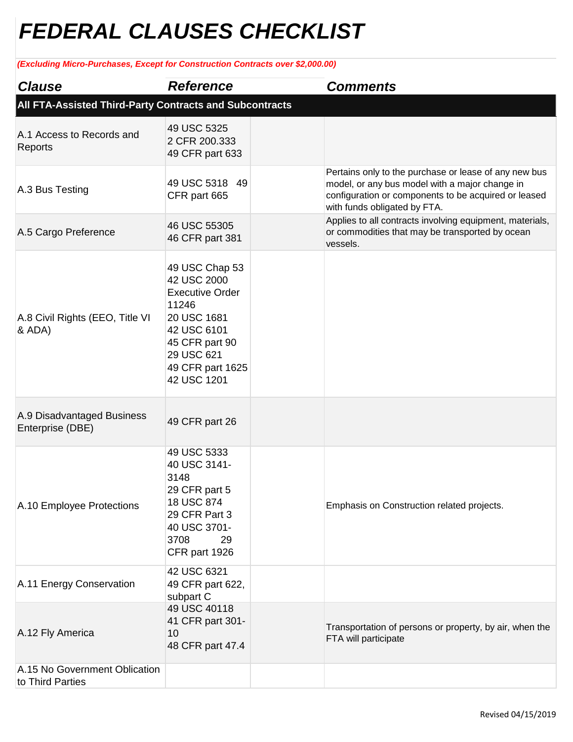# FEDERAL CLAUSES CHECKLIST

*(Excluding Micro-Purchases, Except for Construction Contracts over $2,000.00)*

| Clause | Reference | | Comments |
|---|---|---|---|
| **All FTA-Assisted Third-Party Contracts and Subcontracts** | | | |
| A.1 Access to Records and Reports | 49 USC 5325<br>2 CFR 200.333<br>49 CFR part 633 | | |
| A.3 Bus Testing | 49 USC 5318 49 CFR part 665 | | Pertains only to the purchase or lease of any new bus model, or any bus model with a major change in configuration or components to be acquired or leased with funds obligated by FTA. |
| A.5 Cargo Preference | 46 USC 55305<br>46 CFR part 381 | | Applies to all contracts involving equipment, materials, or commodities that may be transported by ocean vessels. |
| A.8 Civil Rights (EEO, Title VI & ADA) | 49 USC Chap 53<br>42 USC 2000<br>Executive Order 11246<br>20 USC 1681<br>42 USC 6101<br>45 CFR part 90<br>29 USC 621<br>49 CFR part 1625<br>42 USC 1201 | | |
| A.9 Disadvantaged Business Enterprise (DBE) | 49 CFR part 26 | | |
| A.10 Employee Protections | 49 USC 5333<br>40 USC 3141-3148<br>29 CFR part 5<br>18 USC 874<br>29 CFR Part 3<br>40 USC 3701-3708 29 CFR part 1926 | | Emphasis on Construction related projects. |
| A.11 Energy Conservation | 42 USC 6321<br>49 CFR part 622, subpart C | | |
| A.12 Fly America | 49 USC 40118<br>41 CFR part 301-10<br>48 CFR part 47.4 | | Transportation of persons or property, by air, when the FTA will participate |
| A.15 No Government Oblication to Third Parties | | | |

Revised 04/15/2019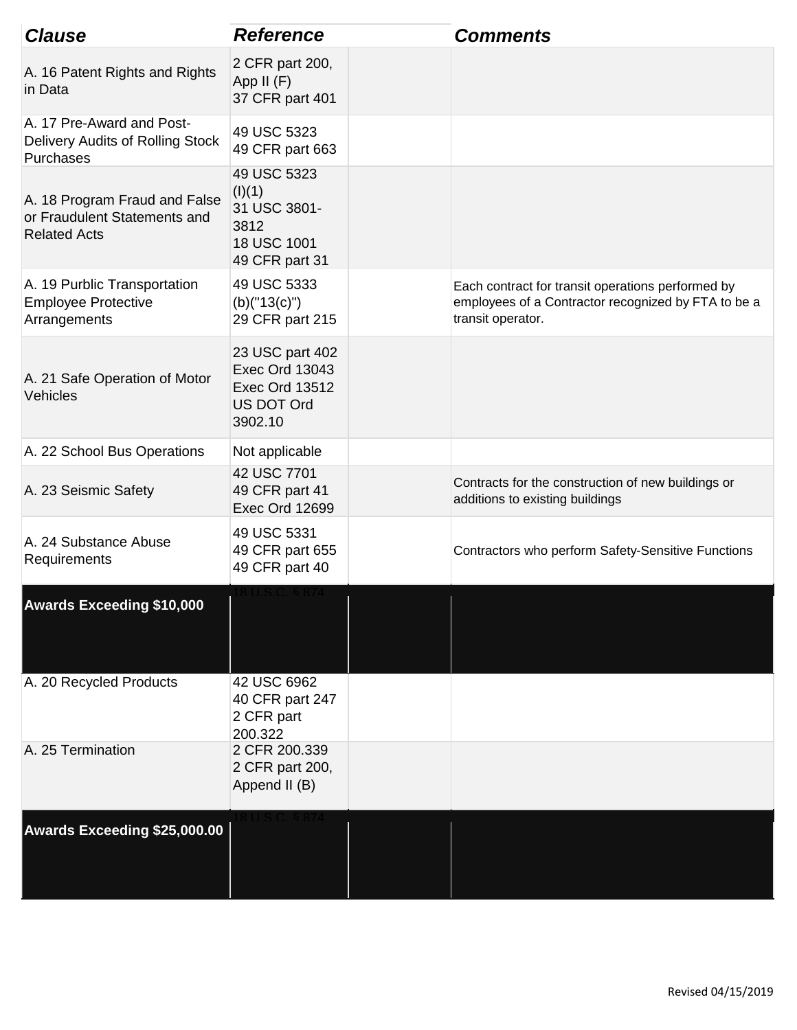| *Clause* | *Reference* | | *Comments* |
|---|---|---|---|
| A. 16 Patent Rights and Rights in Data | 2 CFR part 200, App II (F)<br>37 CFR part 401 | | |
| A. 17 Pre-Award and Post-Delivery Audits of Rolling Stock Purchases | 49 USC 5323<br>49 CFR part 663 | | |
| A. 18 Program Fraud and False or Fraudulent Statements and Related Acts | 49 USC 5323 (l)(1)<br>31 USC 3801-3812<br>18 USC 1001<br>49 CFR part 31 | | |
| A. 19 Purblic Transportation Employee Protective Arrangements | 49 USC 5333 (b)("13(c)")<br>29 CFR part 215 | | Each contract for transit operations performed by employees of a Contractor recognized by FTA to be a transit operator. |
| A. 21 Safe Operation of Motor Vehicles | 23 USC part 402<br>Exec Ord 13043<br>Exec Ord 13512<br>US DOT Ord 3902.10 | | |
| A. 22 School Bus Operations | Not applicable | | |
| A. 23 Seismic Safety | 42 USC 7701<br>49 CFR part 41<br>Exec Ord 12699 | | Contracts for the construction of new buildings or additions to existing buildings |
| A. 24 Substance Abuse Requirements | 49 USC 5331<br>49 CFR part 655<br>49 CFR part 40 | | Contractors who perform Safety-Sensitive Functions |
| **Awards Exceeding $10,000** | 18 U.S.C. § 874 | | |
| A. 20 Recycled Products | 42 USC 6962<br>40 CFR part 247<br>2 CFR part 200.322 | | |
| A. 25 Termination | 2 CFR 200.339<br>2 CFR part 200, Append II (B) | | |
| **Awards Exceeding $25,000.00** | 18 U.S.C. § 874 | | |

Revised 04/15/2019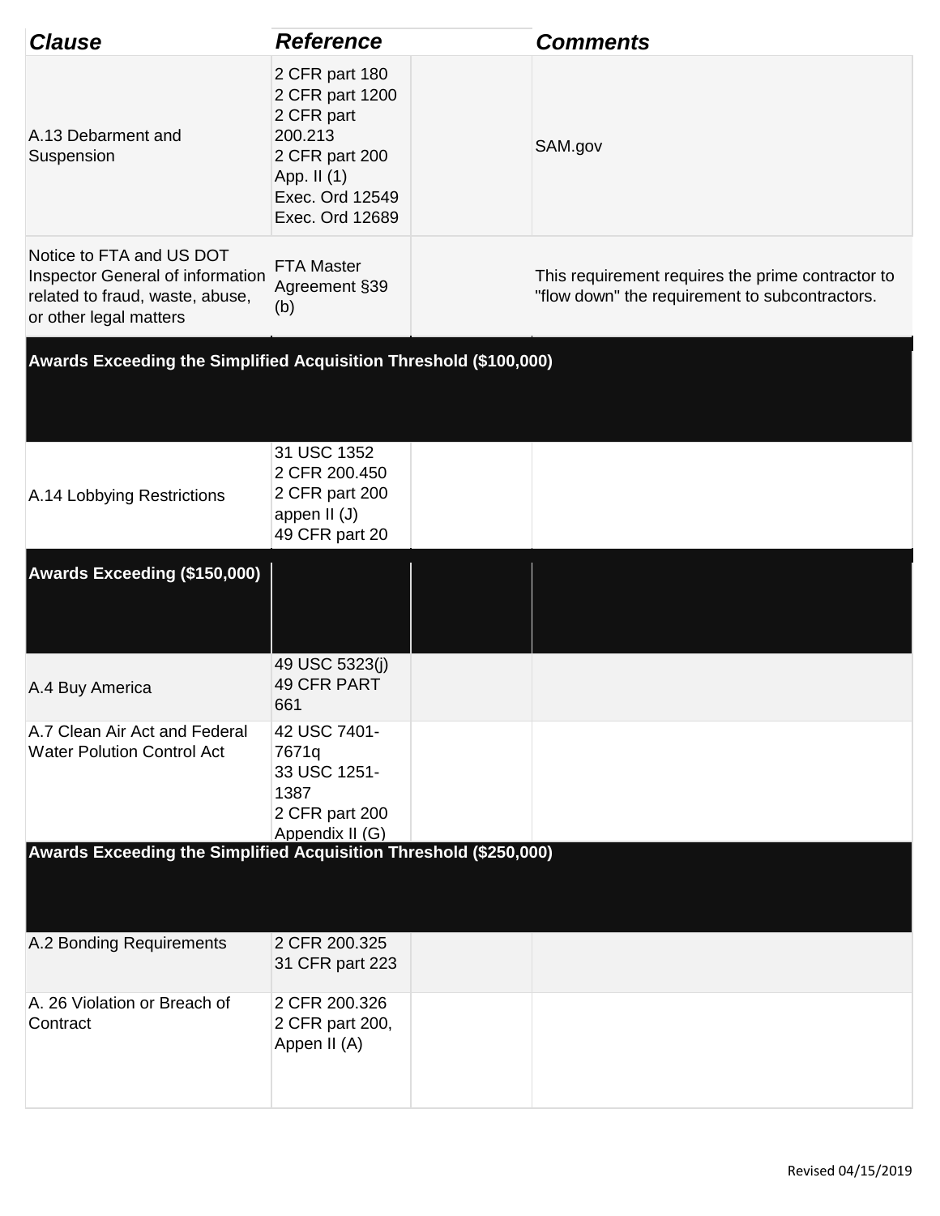| *Clause* | *Reference* | | *Comments* |
|---|---|---|---|
| A.13 Debarment and Suspension | 2 CFR part 180<br>2 CFR part 1200<br>2 CFR part 200.213<br>2 CFR part 200 App. II (1)<br>Exec. Ord 12549<br>Exec. Ord 12689 | | SAM.gov |
| Notice to FTA and US DOT Inspector General of information related to fraud, waste, abuse, or other legal matters | FTA Master Agreement §39 (b) | | This requirement requires the prime contractor to "flow down" the requirement to subcontractors. |
| **Awards Exceeding the Simplified Acquisition Threshold ($100,000)** | | | |
| A.14 Lobbying Restrictions | 31 USC 1352<br>2 CFR 200.450<br>2 CFR part 200 appen II (J)<br>49 CFR part 20 | | |
| **Awards Exceeding ($150,000)** | | | |
| A.4 Buy America | 49 USC 5323(j)<br>49 CFR PART 661 | | |
| A.7 Clean Air Act and Federal Water Polution Control Act | 42 USC 7401-7671q<br>33 USC 1251-1387<br>2 CFR part 200 Appendix II (G) | | |
| **Awards Exceeding the Simplified Acquisition Threshold ($250,000)** | | | |
| A.2 Bonding Requirements | 2 CFR 200.325<br>31 CFR part 223 | | |
| A. 26 Violation or Breach of Contract | 2 CFR 200.326<br>2 CFR part 200, Appen II (A) | | |

Revised 04/15/2019